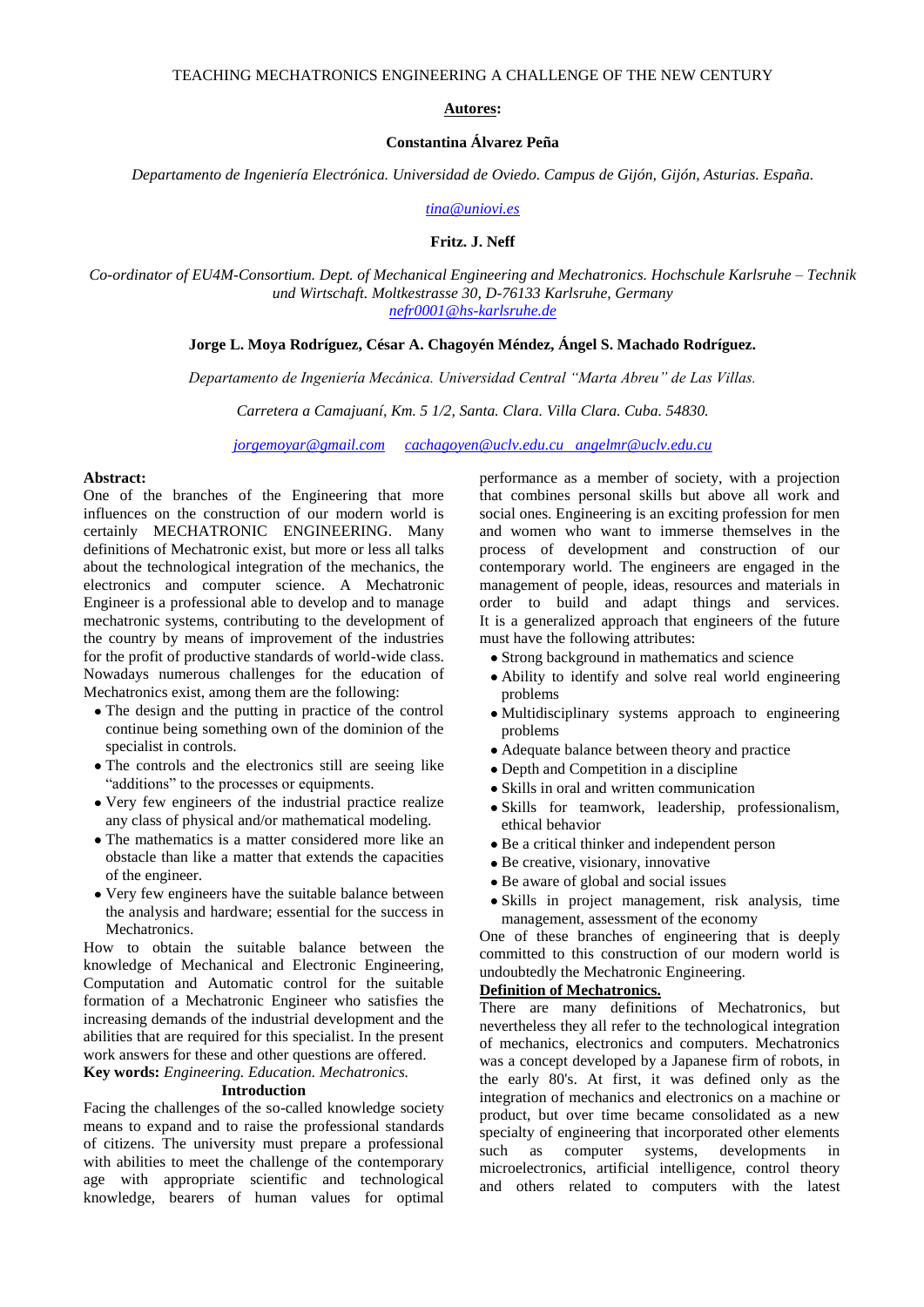# TEACHING MECHATRONICS ENGINEERING A CHALLENGE OF THE NEW CENTURY

**Autores:**

**Constantina Álvarez Peña**

*Departamento de Ingeniería Electrónica. Universidad de Oviedo. Campus de Gijón, Gijón, Asturias. España.*

*tina@uniovi.es*

**Fritz. J. Neff**

*Co-ordinator of EU4M-Consortium. Dept. of Mechanical Engineering and Mechatronics. Hochschule Karlsruhe – Technik und Wirtschaft. Moltkestrasse 30, D-76133 Karlsruhe, Germany*
*nefr0001@hs-karlsruhe.de*

**Jorge L. Moya Rodríguez, César A. Chagoyén Méndez, Ángel S. Machado Rodríguez.**

*Departamento de Ingeniería Mecánica. Universidad Central "Marta Abreu" de Las Villas.*

*Carretera a Camajuaní, Km. 5 1/2, Santa. Clara. Villa Clara. Cuba. 54830.*

*jorgemoyar@gmail.com* *cachagoyen@uclv.edu.cu* *angelmr@uclv.edu.cu*

**Abstract:**
One of the branches of the Engineering that more influences on the construction of our modern world is certainly MECHATRONIC ENGINEERING. Many definitions of Mechatronic exist, but more or less all talks about the technological integration of the mechanics, the electronics and computer science. A Mechatronic Engineer is a professional able to develop and to manage mechatronic systems, contributing to the development of the country by means of improvement of the industries for the profit of productive standards of world-wide class. Nowadays numerous challenges for the education of Mechatronics exist, among them are the following:

- The design and the putting in practice of the control continue being something own of the dominion of the specialist in controls.
- The controls and the electronics still are seeing like "additions" to the processes or equipments.
- Very few engineers of the industrial practice realize any class of physical and/or mathematical modeling.
- The mathematics is a matter considered more like an obstacle than like a matter that extends the capacities of the engineer.
- Very few engineers have the suitable balance between the analysis and hardware; essential for the success in Mechatronics.

How to obtain the suitable balance between the knowledge of Mechanical and Electronic Engineering, Computation and Automatic control for the suitable formation of a Mechatronic Engineer who satisfies the increasing demands of the industrial development and the abilities that are required for this specialist. In the present work answers for these and other questions are offered.

**Key words:** *Engineering. Education. Mechatronics.*

## Introduction

Facing the challenges of the so-called knowledge society means to expand and to raise the professional standards of citizens. The university must prepare a professional with abilities to meet the challenge of the contemporary age with appropriate scientific and technological knowledge, bearers of human values for optimal performance as a member of society, with a projection that combines personal skills but above all work and social ones. Engineering is an exciting profession for men and women who want to immerse themselves in the process of development and construction of our contemporary world. The engineers are engaged in the management of people, ideas, resources and materials in order to build and adapt things and services. It is a generalized approach that engineers of the future must have the following attributes:

- Strong background in mathematics and science
- Ability to identify and solve real world engineering problems
- Multidisciplinary systems approach to engineering problems
- Adequate balance between theory and practice
- Depth and Competition in a discipline
- Skills in oral and written communication
- Skills for teamwork, leadership, professionalism, ethical behavior
- Be a critical thinker and independent person
- Be creative, visionary, innovative
- Be aware of global and social issues
- Skills in project management, risk analysis, time management, assessment of the economy

One of these branches of engineering that is deeply committed to this construction of our modern world is undoubtedly the Mechatronic Engineering.

## Definition of Mechatronics.

There are many definitions of Mechatronics, but nevertheless they all refer to the technological integration of mechanics, electronics and computers. Mechatronics was a concept developed by a Japanese firm of robots, in the early 80's. At first, it was defined only as the integration of mechanics and electronics on a machine or product, but over time became consolidated as a new specialty of engineering that incorporated other elements such as computer systems, developments in microelectronics, artificial intelligence, control theory and others related to computers with the latest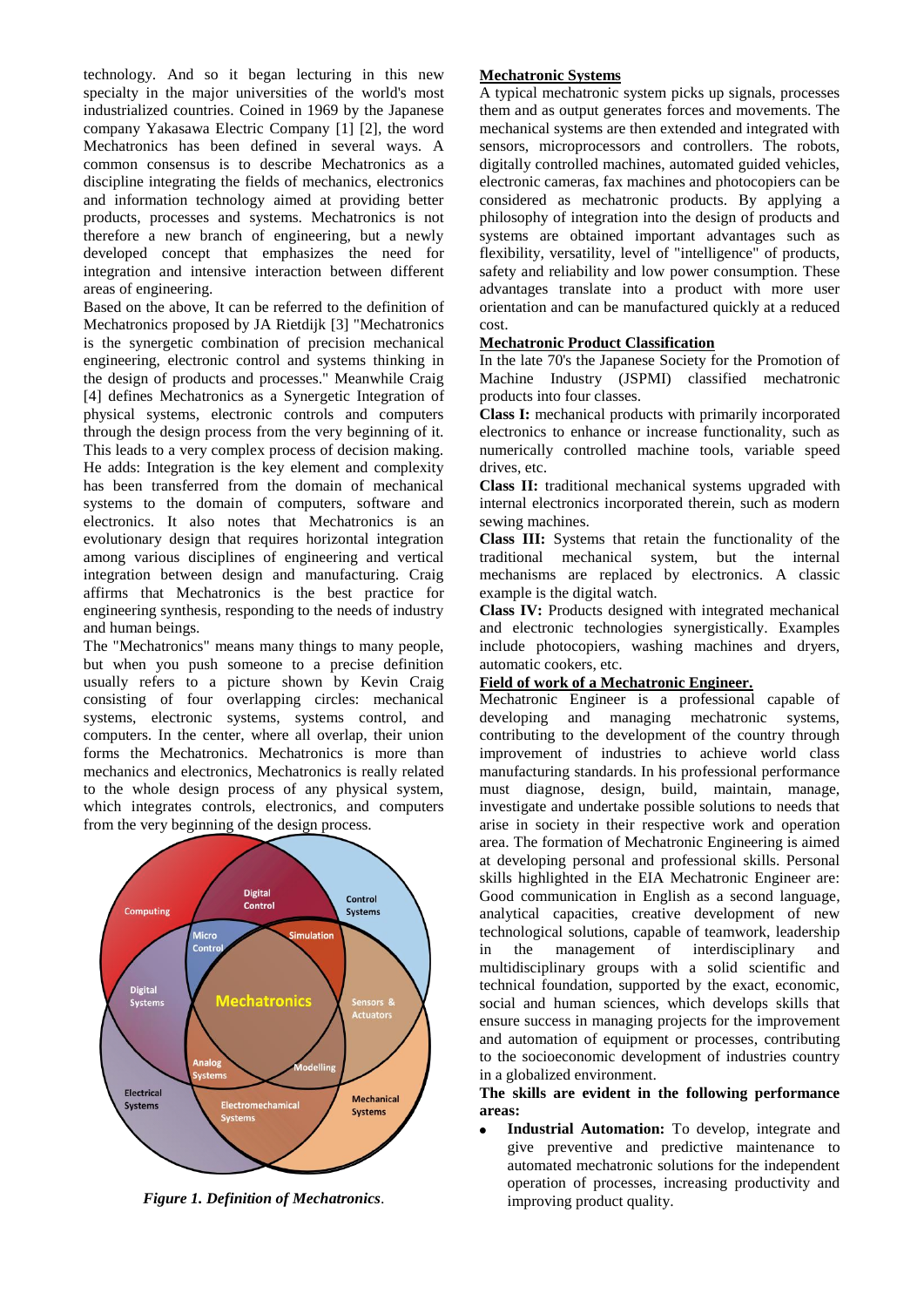technology. And so it began lecturing in this new specialty in the major universities of the world's most industrialized countries. Coined in 1969 by the Japanese company Yakasawa Electric Company [1] [2], the word Mechatronics has been defined in several ways. A common consensus is to describe Mechatronics as a discipline integrating the fields of mechanics, electronics and information technology aimed at providing better products, processes and systems. Mechatronics is not therefore a new branch of engineering, but a newly developed concept that emphasizes the need for integration and intensive interaction between different areas of engineering.

Based on the above, It can be referred to the definition of Mechatronics proposed by JA Rietdijk [3] "Mechatronics is the synergetic combination of precision mechanical engineering, electronic control and systems thinking in the design of products and processes." Meanwhile Craig [4] defines Mechatronics as a Synergetic Integration of physical systems, electronic controls and computers through the design process from the very beginning of it. This leads to a very complex process of decision making. He adds: Integration is the key element and complexity has been transferred from the domain of mechanical systems to the domain of computers, software and electronics. It also notes that Mechatronics is an evolutionary design that requires horizontal integration among various disciplines of engineering and vertical integration between design and manufacturing. Craig affirms that Mechatronics is the best practice for engineering synthesis, responding to the needs of industry and human beings.

The "Mechatronics" means many things to many people, but when you push someone to a precise definition usually refers to a picture shown by Kevin Craig consisting of four overlapping circles: mechanical systems, electronic systems, systems control, and computers. In the center, where all overlap, their union forms the Mechatronics. Mechatronics is more than mechanics and electronics, Mechatronics is really related to the whole design process of any physical system, which integrates controls, electronics, and computers from the very beginning of the design process.

*Figure 1. Definition of Mechatronics*.

## Mechatronic Systems

A typical mechatronic system picks up signals, processes them and as output generates forces and movements. The mechanical systems are then extended and integrated with sensors, microprocessors and controllers. The robots, digitally controlled machines, automated guided vehicles, electronic cameras, fax machines and photocopiers can be considered as mechatronic products. By applying a philosophy of integration into the design of products and systems are obtained important advantages such as flexibility, versatility, level of "intelligence" of products, safety and reliability and low power consumption. These advantages translate into a product with more user orientation and can be manufactured quickly at a reduced cost.

## Mechatronic Product Classification

In the late 70's the Japanese Society for the Promotion of Machine Industry (JSPMI) classified mechatronic products into four classes.

**Class I:** mechanical products with primarily incorporated electronics to enhance or increase functionality, such as numerically controlled machine tools, variable speed drives, etc.

**Class II:** traditional mechanical systems upgraded with internal electronics incorporated therein, such as modern sewing machines.

**Class III:** Systems that retain the functionality of the traditional mechanical system, but the internal mechanisms are replaced by electronics. A classic example is the digital watch.

**Class IV:** Products designed with integrated mechanical and electronic technologies synergistically. Examples include photocopiers, washing machines and dryers, automatic cookers, etc.

## Field of work of a Mechatronic Engineer.

Mechatronic Engineer is a professional capable of developing and managing mechatronic systems, contributing to the development of the country through improvement of industries to achieve world class manufacturing standards. In his professional performance must diagnose, design, build, maintain, manage, investigate and undertake possible solutions to needs that arise in society in their respective work and operation area. The formation of Mechatronic Engineering is aimed at developing personal and professional skills. Personal skills highlighted in the EIA Mechatronic Engineer are: Good communication in English as a second language, analytical capacities, creative development of new technological solutions, capable of teamwork, leadership in the management of interdisciplinary and multidisciplinary groups with a solid scientific and technical foundation, supported by the exact, economic, social and human sciences, which develops skills that ensure success in managing projects for the improvement and automation of equipment or processes, contributing to the socioeconomic development of industries country in a globalized environment.

**The skills are evident in the following performance areas:**

- **Industrial Automation:** To develop, integrate and give preventive and predictive maintenance to automated mechatronic solutions for the independent operation of processes, increasing productivity and improving product quality.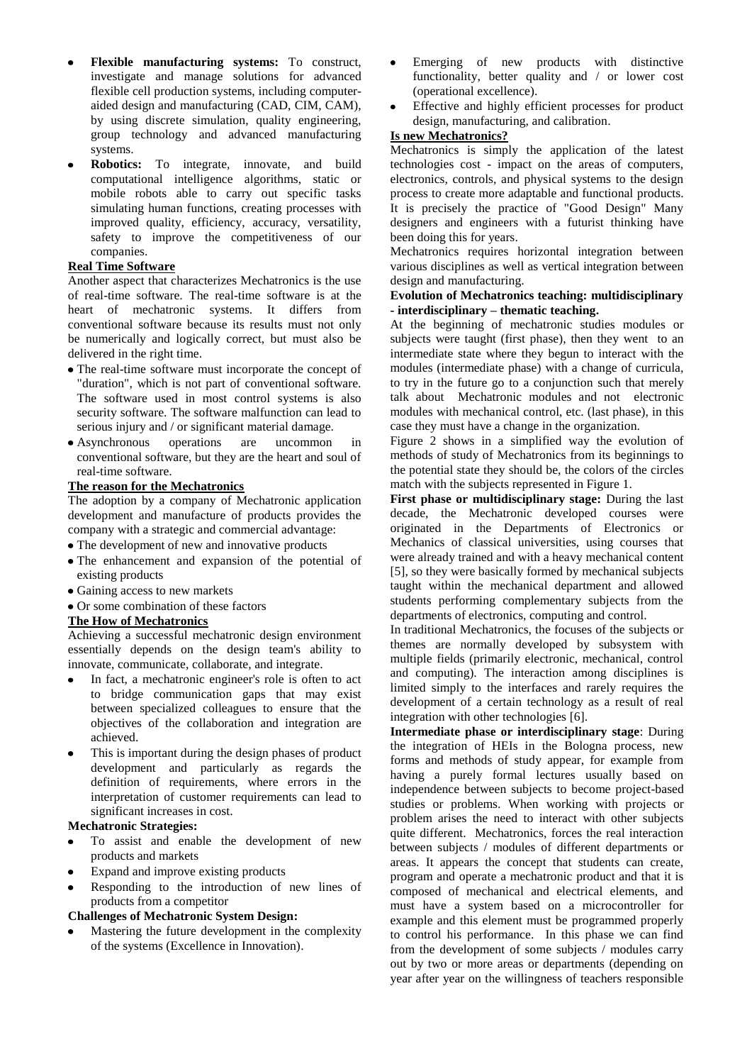- **Flexible manufacturing systems:** To construct, investigate and manage solutions for advanced flexible cell production systems, including computer-aided design and manufacturing (CAD, CIM, CAM), by using discrete simulation, quality engineering, group technology and advanced manufacturing systems.
- **Robotics:** To integrate, innovate, and build computational intelligence algorithms, static or mobile robots able to carry out specific tasks simulating human functions, creating processes with improved quality, efficiency, accuracy, versatility, safety to improve the competitiveness of our companies.

**Real Time Software**

Another aspect that characterizes Mechatronics is the use of real-time software. The real-time software is at the heart of mechatronic systems. It differs from conventional software because its results must not only be numerically and logically correct, but must also be delivered in the right time.

- The real-time software must incorporate the concept of "duration", which is not part of conventional software. The software used in most control systems is also security software. The software malfunction can lead to serious injury and / or significant material damage.
- Asynchronous operations are uncommon in conventional software, but they are the heart and soul of real-time software.

**The reason for the Mechatronics**

The adoption by a company of Mechatronic application development and manufacture of products provides the company with a strategic and commercial advantage:

- The development of new and innovative products
- The enhancement and expansion of the potential of existing products
- Gaining access to new markets
- Or some combination of these factors

**The How of Mechatronics**

Achieving a successful mechatronic design environment essentially depends on the design team's ability to innovate, communicate, collaborate, and integrate.

- In fact, a mechatronic engineer's role is often to act to bridge communication gaps that may exist between specialized colleagues to ensure that the objectives of the collaboration and integration are achieved.
- This is important during the design phases of product development and particularly as regards the definition of requirements, where errors in the interpretation of customer requirements can lead to significant increases in cost.

**Mechatronic Strategies:**

- To assist and enable the development of new products and markets
- Expand and improve existing products
- Responding to the introduction of new lines of products from a competitor

**Challenges of Mechatronic System Design:**

- Mastering the future development in the complexity of the systems (Excellence in Innovation).
- Emerging of new products with distinctive functionality, better quality and / or lower cost (operational excellence).
- Effective and highly efficient processes for product design, manufacturing, and calibration.

**Is new Mechatronics?**

Mechatronics is simply the application of the latest technologies cost - impact on the areas of computers, electronics, controls, and physical systems to the design process to create more adaptable and functional products. It is precisely the practice of "Good Design" Many designers and engineers with a futurist thinking have been doing this for years.

Mechatronics requires horizontal integration between various disciplines as well as vertical integration between design and manufacturing.

**Evolution of Mechatronics teaching: multidisciplinary - interdisciplinary – thematic teaching.**

At the beginning of mechatronic studies modules or subjects were taught (first phase), then they went to an intermediate state where they begun to interact with the modules (intermediate phase) with a change of curricula, to try in the future go to a conjunction such that merely talk about Mechatronic modules and not electronic modules with mechanical control, etc. (last phase), in this case they must have a change in the organization.

Figure 2 shows in a simplified way the evolution of methods of study of Mechatronics from its beginnings to the potential state they should be, the colors of the circles match with the subjects represented in Figure 1.

**First phase or multidisciplinary stage:** During the last decade, the Mechatronic developed courses were originated in the Departments of Electronics or Mechanics of classical universities, using courses that were already trained and with a heavy mechanical content [5], so they were basically formed by mechanical subjects taught within the mechanical department and allowed students performing complementary subjects from the departments of electronics, computing and control.

In traditional Mechatronics, the focuses of the subjects or themes are normally developed by subsystem with multiple fields (primarily electronic, mechanical, control and computing). The interaction among disciplines is limited simply to the interfaces and rarely requires the development of a certain technology as a result of real integration with other technologies [6].

**Intermediate phase or interdisciplinary stage**: During the integration of HEIs in the Bologna process, new forms and methods of study appear, for example from having a purely formal lectures usually based on independence between subjects to become project-based studies or problems. When working with projects or problem arises the need to interact with other subjects quite different. Mechatronics, forces the real interaction between subjects / modules of different departments or areas. It appears the concept that students can create, program and operate a mechatronic product and that it is composed of mechanical and electrical elements, and must have a system based on a microcontroller for example and this element must be programmed properly to control his performance. In this phase we can find from the development of some subjects / modules carry out by two or more areas or departments (depending on year after year on the willingness of teachers responsible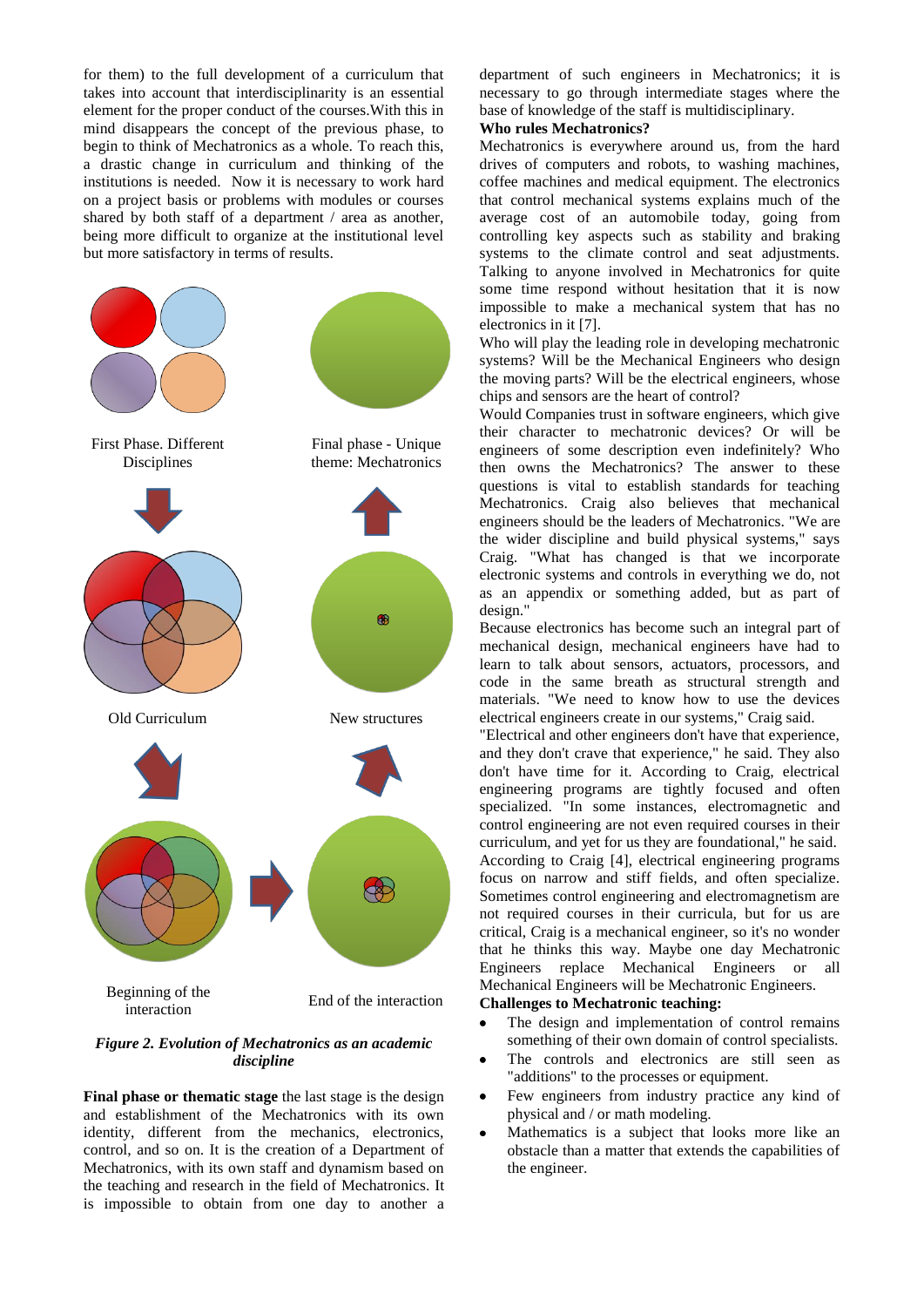for them) to the full development of a curriculum that takes into account that interdisciplinarity is an essential element for the proper conduct of the courses.With this in mind disappears the concept of the previous phase, to begin to think of Mechatronics as a whole. To reach this, a drastic change in curriculum and thinking of the institutions is needed. Now it is necessary to work hard on a project basis or problems with modules or courses shared by both staff of a department / area as another, being more difficult to organize at the institutional level but more satisfactory in terms of results.

First Phase. Different Disciplines

Final phase - Unique theme: Mechatronics

Old Curriculum

New structures

Beginning of the interaction

End of the interaction

*Figure 2. Evolution of Mechatronics as an academic discipline*

**Final phase or thematic stage** the last stage is the design and establishment of the Mechatronics with its own identity, different from the mechanics, electronics, control, and so on. It is the creation of a Department of Mechatronics, with its own staff and dynamism based on the teaching and research in the field of Mechatronics. It is impossible to obtain from one day to another a department of such engineers in Mechatronics; it is necessary to go through intermediate stages where the base of knowledge of the staff is multidisciplinary.

**Who rules Mechatronics?**

Mechatronics is everywhere around us, from the hard drives of computers and robots, to washing machines, coffee machines and medical equipment. The electronics that control mechanical systems explains much of the average cost of an automobile today, going from controlling key aspects such as stability and braking systems to the climate control and seat adjustments. Talking to anyone involved in Mechatronics for quite some time respond without hesitation that it is now impossible to make a mechanical system that has no electronics in it [7].

Who will play the leading role in developing mechatronic systems? Will be the Mechanical Engineers who design the moving parts? Will be the electrical engineers, whose chips and sensors are the heart of control?

Would Companies trust in software engineers, which give their character to mechatronic devices? Or will be engineers of some description even indefinitely? Who then owns the Mechatronics? The answer to these questions is vital to establish standards for teaching Mechatronics. Craig also believes that mechanical engineers should be the leaders of Mechatronics. "We are the wider discipline and build physical systems," says Craig. "What has changed is that we incorporate electronic systems and controls in everything we do, not as an appendix or something added, but as part of design."

Because electronics has become such an integral part of mechanical design, mechanical engineers have had to learn to talk about sensors, actuators, processors, and code in the same breath as structural strength and materials. "We need to know how to use the devices electrical engineers create in our systems," Craig said.

"Electrical and other engineers don't have that experience, and they don't crave that experience," he said. They also don't have time for it. According to Craig, electrical engineering programs are tightly focused and often specialized. "In some instances, electromagnetic and control engineering are not even required courses in their curriculum, and yet for us they are foundational," he said. According to Craig [4], electrical engineering programs focus on narrow and stiff fields, and often specialize. Sometimes control engineering and electromagnetism are not required courses in their curricula, but for us are critical, Craig is a mechanical engineer, so it's no wonder that he thinks this way. Maybe one day Mechatronic Engineers replace Mechanical Engineers or all Mechanical Engineers will be Mechatronic Engineers.

**Challenges to Mechatronic teaching:**

- The design and implementation of control remains something of their own domain of control specialists.
- The controls and electronics are still seen as "additions" to the processes or equipment.
- Few engineers from industry practice any kind of physical and / or math modeling.
- Mathematics is a subject that looks more like an obstacle than a matter that extends the capabilities of the engineer.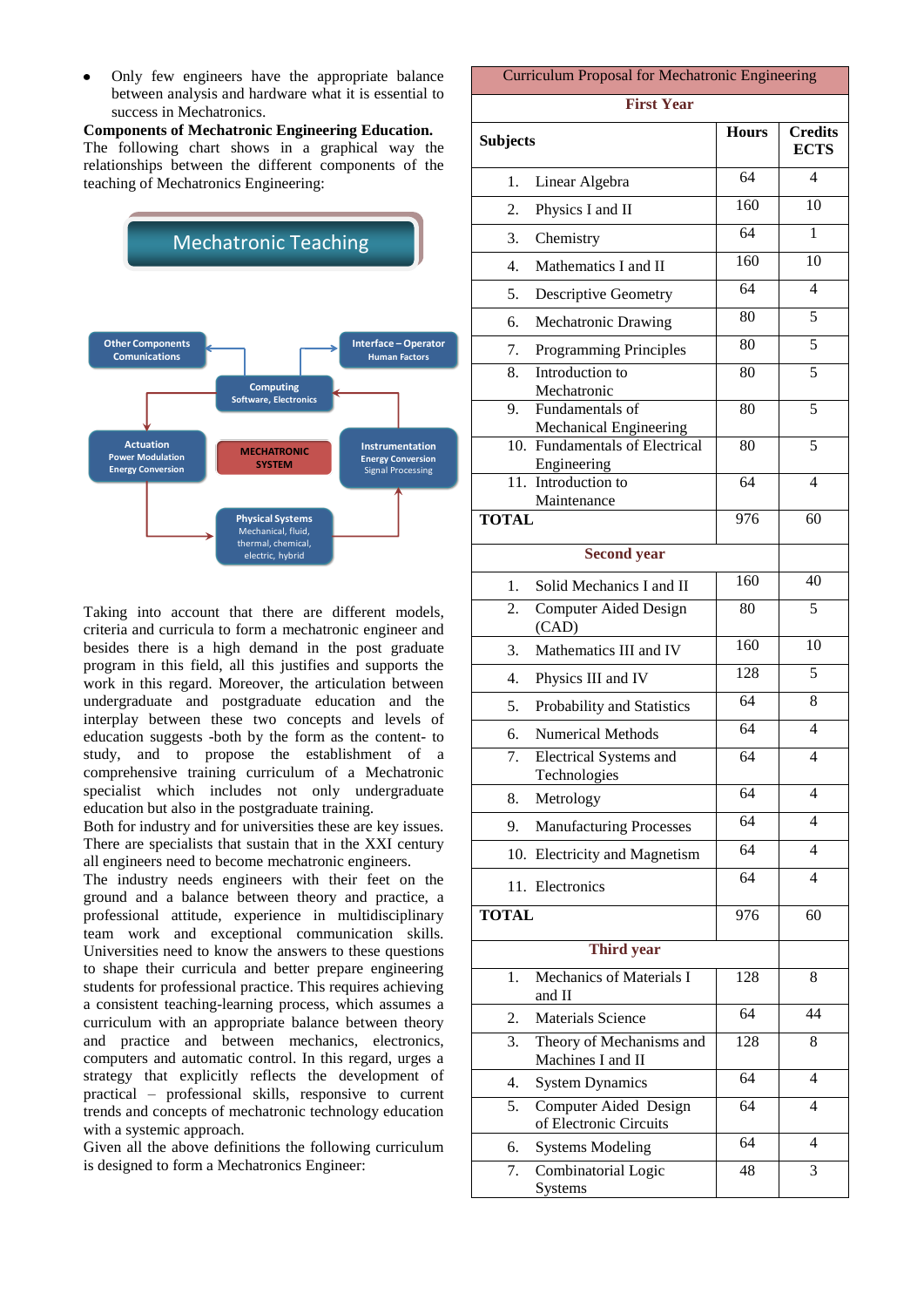- Only few engineers have the appropriate balance between analysis and hardware what it is essential to success in Mechatronics.

**Components of Mechatronic Engineering Education.**
The following chart shows in a graphical way the relationships between the different components of the teaching of Mechatronics Engineering:

Mechatronic Teaching

Other Components Comunications

Interface – Operator Human Factors

Computing Software, Electronics

Actuation Power Modulation Energy Conversion

MECHATRONIC SYSTEM

Instrumentation Energy Conversion Signal Processing

Physical Systems Mechanical, fluid, thermal, chemical, electric, hybrid

Taking into account that there are different models, criteria and curricula to form a mechatronic engineer and besides there is a high demand in the post graduate program in this field, all this justifies and supports the work in this regard. Moreover, the articulation between undergraduate and postgraduate education and the interplay between these two concepts and levels of education suggests -both by the form as the content- to study, and to propose the establishment of a comprehensive training curriculum of a Mechatronic specialist which includes not only undergraduate education but also in the postgraduate training.

Both for industry and for universities these are key issues. There are specialists that sustain that in the XXI century all engineers need to become mechatronic engineers.

The industry needs engineers with their feet on the ground and a balance between theory and practice, a professional attitude, experience in multidisciplinary team work and exceptional communication skills. Universities need to know the answers to these questions to shape their curricula and better prepare engineering students for professional practice. This requires achieving a consistent teaching-learning process, which assumes a curriculum with an appropriate balance between theory and practice and between mechanics, electronics, computers and automatic control. In this regard, urges a strategy that explicitly reflects the development of practical – professional skills, responsive to current trends and concepts of mechatronic technology education with a systemic approach.

Given all the above definitions the following curriculum is designed to form a Mechatronics Engineer:

| Curriculum Proposal for Mechatronic Engineering | | |
|---|---|---|
| **First Year** | | |
| **Subjects** | **Hours** | **Credits ECTS** |
| 1. Linear Algebra | 64 | 4 |
| 2. Physics I and II | 160 | 10 |
| 3. Chemistry | 64 | 1 |
| 4. Mathematics I and II | 160 | 10 |
| 5. Descriptive Geometry | 64 | 4 |
| 6. Mechatronic Drawing | 80 | 5 |
| 7. Programming Principles | 80 | 5 |
| 8. Introduction to Mechatronic | 80 | 5 |
| 9. Fundamentals of Mechanical Engineering | 80 | 5 |
| 10. Fundamentals of Electrical Engineering | 80 | 5 |
| 11. Introduction to Maintenance | 64 | 4 |
| **TOTAL** | 976 | 60 |
| **Second year** | | |
| 1. Solid Mechanics I and II | 160 | 40 |
| 2. Computer Aided Design (CAD) | 80 | 5 |
| 3. Mathematics III and IV | 160 | 10 |
| 4. Physics III and IV | 128 | 5 |
| 5. Probability and Statistics | 64 | 8 |
| 6. Numerical Methods | 64 | 4 |
| 7. Electrical Systems and Technologies | 64 | 4 |
| 8. Metrology | 64 | 4 |
| 9. Manufacturing Processes | 64 | 4 |
| 10. Electricity and Magnetism | 64 | 4 |
| 11. Electronics | 64 | 4 |
| **TOTAL** | 976 | 60 |
| **Third year** | | |
| 1. Mechanics of Materials I and II | 128 | 8 |
| 2. Materials Science | 64 | 44 |
| 3. Theory of Mechanisms and Machines I and II | 128 | 8 |
| 4. System Dynamics | 64 | 4 |
| 5. Computer Aided Design of Electronic Circuits | 64 | 4 |
| 6. Systems Modeling | 64 | 4 |
| 7. Combinatorial Logic Systems | 48 | 3 |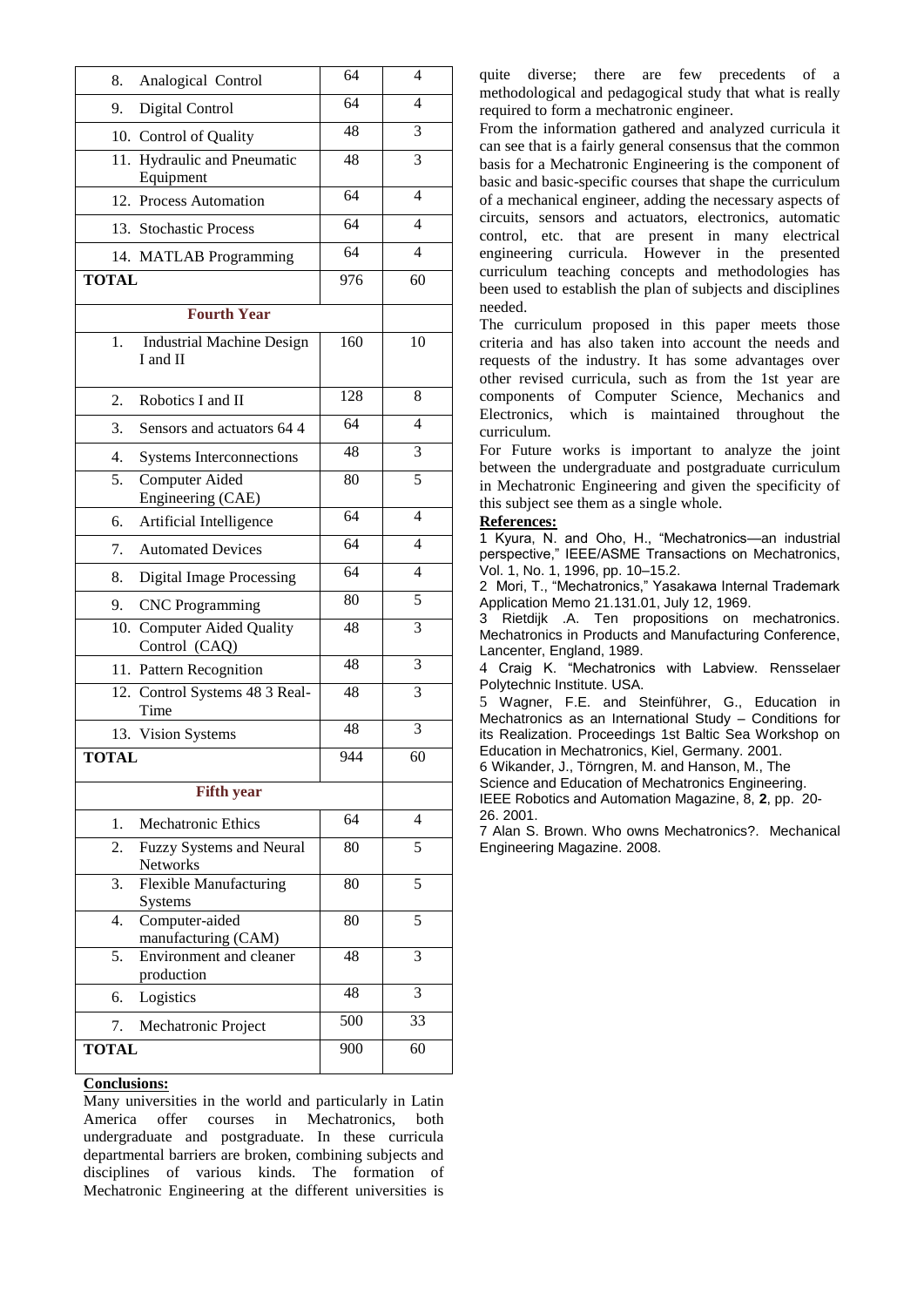| | | |
|---|---|---|
| 8. Analogical Control | 64 | 4 |
| 9. Digital Control | 64 | 4 |
| 10. Control of Quality | 48 | 3 |
| 11. Hydraulic and Pneumatic Equipment | 48 | 3 |
| 12. Process Automation | 64 | 4 |
| 13. Stochastic Process | 64 | 4 |
| 14. MATLAB Programming | 64 | 4 |
| **TOTAL** | 976 | 60 |
| **Fourth Year** | | |
| 1. Industrial Machine Design I and II | 160 | 10 |
| 2. Robotics I and II | 128 | 8 |
| 3. Sensors and actuators 64 4 | 64 | 4 |
| 4. Systems Interconnections | 48 | 3 |
| 5. Computer Aided Engineering (CAE) | 80 | 5 |
| 6. Artificial Intelligence | 64 | 4 |
| 7. Automated Devices | 64 | 4 |
| 8. Digital Image Processing | 64 | 4 |
| 9. CNC Programming | 80 | 5 |
| 10. Computer Aided Quality Control (CAQ) | 48 | 3 |
| 11. Pattern Recognition | 48 | 3 |
| 12. Control Systems 48 3 Real-Time | 48 | 3 |
| 13. Vision Systems | 48 | 3 |
| **TOTAL** | 944 | 60 |
| **Fifth year** | | |
| 1. Mechatronic Ethics | 64 | 4 |
| 2. Fuzzy Systems and Neural Networks | 80 | 5 |
| 3. Flexible Manufacturing Systems | 80 | 5 |
| 4. Computer-aided manufacturing (CAM) | 80 | 5 |
| 5. Environment and cleaner production | 48 | 3 |
| 6. Logistics | 48 | 3 |
| 7. Mechatronic Project | 500 | 33 |
| **TOTAL** | 900 | 60 |

**Conclusions:**

Many universities in the world and particularly in Latin America offer courses in Mechatronics, both undergraduate and postgraduate. In these curricula departmental barriers are broken, combining subjects and disciplines of various kinds. The formation of Mechatronic Engineering at the different universities is quite diverse; there are few precedents of a methodological and pedagogical study that what is really required to form a mechatronic engineer.

From the information gathered and analyzed curricula it can see that is a fairly general consensus that the common basis for a Mechatronic Engineering is the component of basic and basic-specific courses that shape the curriculum of a mechanical engineer, adding the necessary aspects of circuits, sensors and actuators, electronics, automatic control, etc. that are present in many electrical engineering curricula. However in the presented curriculum teaching concepts and methodologies has been used to establish the plan of subjects and disciplines needed.

The curriculum proposed in this paper meets those criteria and has also taken into account the needs and requests of the industry. It has some advantages over other revised curricula, such as from the 1st year are components of Computer Science, Mechanics and Electronics, which is maintained throughout the curriculum.

For Future works is important to analyze the joint between the undergraduate and postgraduate curriculum in Mechatronic Engineering and given the specificity of this subject see them as a single whole.

**References:**

1 Kyura, N. and Oho, H., "Mechatronics—an industrial perspective," IEEE/ASME Transactions on Mechatronics, Vol. 1, No. 1, 1996, pp. 10–15.2.

2 Mori, T., "Mechatronics," Yasakawa Internal Trademark Application Memo 21.131.01, July 12, 1969.

3 Rietdijk .A. Ten propositions on mechatronics. Mechatronics in Products and Manufacturing Conference, Lancenter, England, 1989.

4 Craig K. "Mechatronics with Labview. Rensselaer Polytechnic Institute. USA.

5 Wagner, F.E. and Steinführer, G., Education in Mechatronics as an International Study – Conditions for its Realization. Proceedings 1st Baltic Sea Workshop on Education in Mechatronics, Kiel, Germany. 2001.

6 Wikander, J., Törngren, M. and Hanson, M., The Science and Education of Mechatronics Engineering. IEEE Robotics and Automation Magazine, 8, **2**, pp. 20-26. 2001.

7 Alan S. Brown. Who owns Mechatronics?. Mechanical Engineering Magazine. 2008.